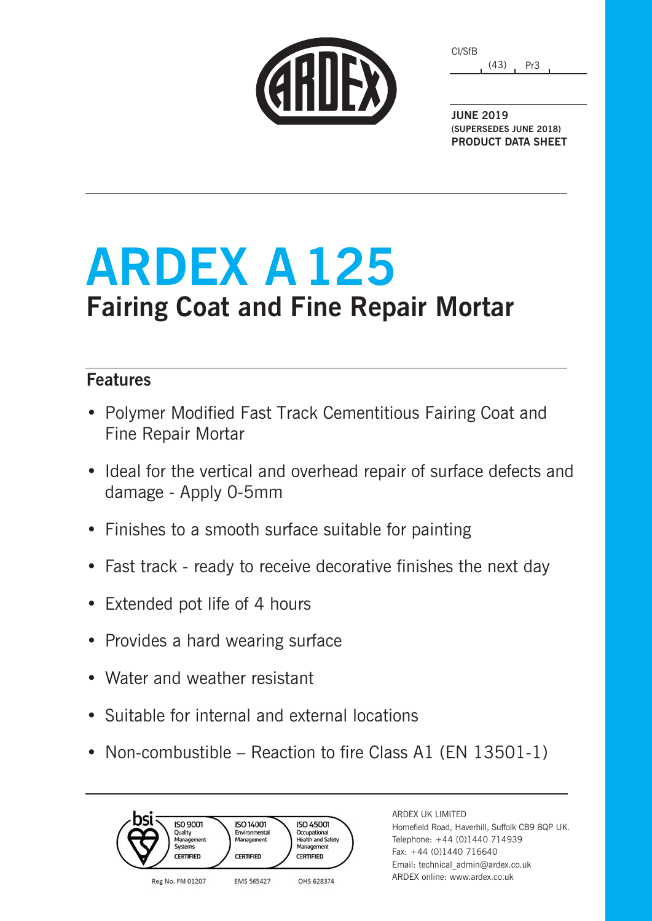CI/SfB (43) Pr3

**JUNE 2019**
**(SUPERSEDES JUNE 2018)**
**PRODUCT DATA SHEET**

# ARDEX A 125

## Fairing Coat and Fine Repair Mortar

### Features

- Polymer Modified Fast Track Cementitious Fairing Coat and Fine Repair Mortar
- Ideal for the vertical and overhead repair of surface defects and damage - Apply 0-5mm
- Finishes to a smooth surface suitable for painting
- Fast track - ready to receive decorative finishes the next day
- Extended pot life of 4 hours
- Provides a hard wearing surface
- Water and weather resistant
- Suitable for internal and external locations
- Non-combustible – Reaction to fire Class A1 (EN 13501-1)

bsi ISO 9001 Quality Management Systems CERTIFIED — Reg No. FM 01207
ISO 14001 Environmental Management CERTIFIED — EMS 565427
ISO 45001 Occupational Health and Safety Management CERTIFIED — OHS 628374

ARDEX UK LIMITED
Homefield Road, Haverhill, Suffolk CB9 8QP UK.
Telephone: +44 (0)1440 714939
Fax: +44 (0)1440 716640
Email: technical_admin@ardex.co.uk
ARDEX online: www.ardex.co.uk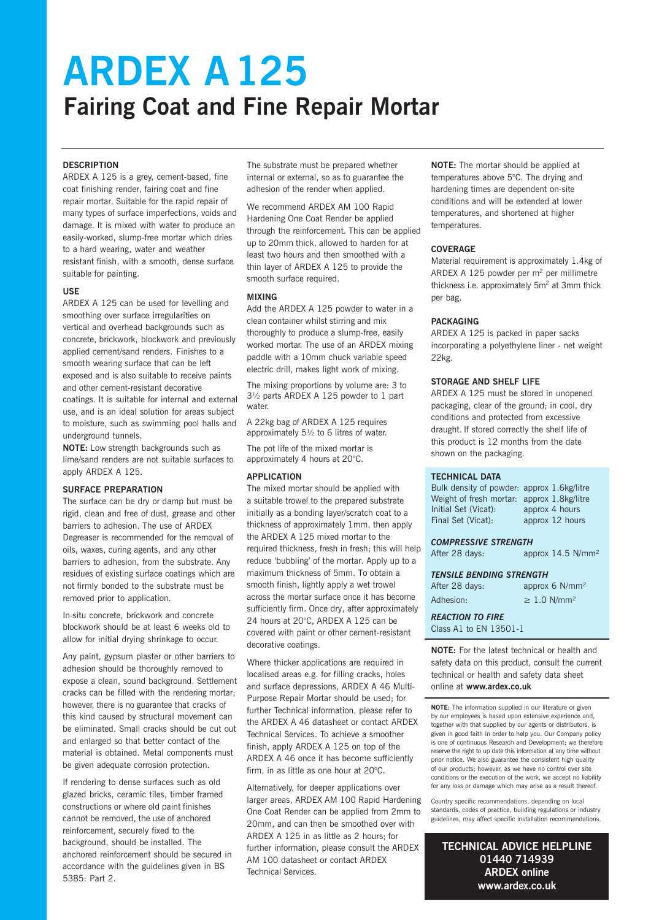# ARDEX A 125

## Fairing Coat and Fine Repair Mortar

### DESCRIPTION

ARDEX A 125 is a grey, cement-based, fine coat finishing render, fairing coat and fine repair mortar. Suitable for the rapid repair of many types of surface imperfections, voids and damage. It is mixed with water to produce an easily-worked, slump-free mortar which dries to a hard wearing, water and weather resistant finish, with a smooth, dense surface suitable for painting.

### USE

ARDEX A 125 can be used for levelling and smoothing over surface irregularities on vertical and overhead backgrounds such as concrete, brickwork, blockwork and previously applied cement/sand renders. Finishes to a smooth wearing surface that can be left exposed and is also suitable to receive paints and other cement-resistant decorative coatings. It is suitable for internal and external use, and is an ideal solution for areas subject to moisture, such as swimming pool halls and underground tunnels.

**NOTE:** Low strength backgrounds such as lime/sand renders are not suitable surfaces to apply ARDEX A 125.

### SURFACE PREPARATION

The surface can be dry or damp but must be rigid, clean and free of dust, grease and other barriers to adhesion. The use of ARDEX Degreaser is recommended for the removal of oils, waxes, curing agents, and any other barriers to adhesion, from the substrate. Any residues of existing surface coatings which are not firmly bonded to the substrate must be removed prior to application.

In-situ concrete, brickwork and concrete blockwork should be at least 6 weeks old to allow for initial drying shrinkage to occur.

Any paint, gypsum plaster or other barriers to adhesion should be thoroughly removed to expose a clean, sound background. Settlement cracks can be filled with the rendering mortar; however, there is no guarantee that cracks of this kind caused by structural movement can be eliminated. Small cracks should be cut out and enlarged so that better contact of the material is obtained. Metal components must be given adequate corrosion protection.

If rendering to dense surfaces such as old glazed bricks, ceramic tiles, timber framed constructions or where old paint finishes cannot be removed, the use of anchored reinforcement, securely fixed to the background, should be installed. The anchored reinforcement should be secured in accordance with the guidelines given in BS 5385: Part 2.

The substrate must be prepared whether internal or external, so as to guarantee the adhesion of the render when applied.

We recommend ARDEX AM 100 Rapid Hardening One Coat Render be applied through the reinforcement. This can be applied up to 20mm thick, allowed to harden for at least two hours and then smoothed with a thin layer of ARDEX A 125 to provide the smooth surface required.

### MIXING

Add the ARDEX A 125 powder to water in a clean container whilst stirring and mix thoroughly to produce a slump-free, easily worked mortar. The use of an ARDEX mixing paddle with a 10mm chuck variable speed electric drill, makes light work of mixing.

The mixing proportions by volume are: 3 to 3½ parts ARDEX A 125 powder to 1 part water.

A 22kg bag of ARDEX A 125 requires approximately 5½ to 6 litres of water.

The pot life of the mixed mortar is approximately 4 hours at 20°C.

### APPLICATION

The mixed mortar should be applied with a suitable trowel to the prepared substrate initially as a bonding layer/scratch coat to a thickness of approximately 1mm, then apply the ARDEX A 125 mixed mortar to the required thickness, fresh in fresh; this will help reduce 'bubbling' of the mortar. Apply up to a maximum thickness of 5mm. To obtain a smooth finish, lightly apply a wet trowel across the mortar surface once it has become sufficiently firm. Once dry, after approximately 24 hours at 20°C, ARDEX A 125 can be covered with paint or other cement-resistant decorative coatings.

Where thicker applications are required in localised areas e.g. for filling cracks, holes and surface depressions, ARDEX A 46 Multi-Purpose Repair Mortar should be used; for further Technical information, please refer to the ARDEX A 46 datasheet or contact ARDEX Technical Services. To achieve a smoother finish, apply ARDEX A 125 on top of the ARDEX A 46 once it has become sufficiently firm, in as little as one hour at 20°C.

Alternatively, for deeper applications over larger areas, ARDEX AM 100 Rapid Hardening One Coat Render can be applied from 2mm to 20mm, and can then be smoothed over with ARDEX A 125 in as little as 2 hours; for further information, please consult the ARDEX AM 100 datasheet or contact ARDEX Technical Services.

**NOTE:** The mortar should be applied at temperatures above 5°C. The drying and hardening times are dependent on-site conditions and will be extended at lower temperatures, and shortened at higher temperatures.

### COVERAGE

Material requirement is approximately 1.4kg of ARDEX A 125 powder per $m^2$ per millimetre thickness i.e. approximately $5m^2$ at 3mm thick per bag.

### PACKAGING

ARDEX A 125 is packed in paper sacks incorporating a polyethylene liner - net weight 22kg.

### STORAGE AND SHELF LIFE

ARDEX A 125 must be stored in unopened packaging, clear of the ground; in cool, dry conditions and protected from excessive draught. If stored correctly the shelf life of this product is 12 months from the date shown on the packaging.

### TECHNICAL DATA

| | |
|---|---|
| Bulk density of powder: | approx 1.6kg/litre |
| Weight of fresh mortar: | approx 1.8kg/litre |
| Initial Set (Vicat): | approx 4 hours |
| Final Set (Vicat): | approx 12 hours |

***COMPRESSIVE STRENGTH***

| | |
|---|---|
| After 28 days: | approx 14.5 N/mm² |

***TENSILE BENDING STRENGTH***

| | |
|---|---|
| After 28 days: | approx 6 N/mm² |
| Adhesion: | ≥ 1.0 N/mm² |

***REACTION TO FIRE***

Class A1 to EN 13501-1

**NOTE:** For the latest technical or health and safety data on this product, consult the current technical or health and safety data sheet online at **www.ardex.co.uk**

**NOTE:** The information supplied in our literature or given by our employees is based upon extensive experience and, together with that supplied by our agents or distributors, is given in good faith in order to help you. Our Company policy is one of continuous Research and Development; we therefore reserve the right to up date this information at any time without prior notice. We also guarantee the consistent high quality of our products; however, as we have no control over site conditions or the execution of the work, we accept no liability for any loss or damage which may arise as a result thereof.

Country specific recommendations, depending on local standards, codes of practice, building regulations or industry guidelines, may affect specific installation recommendations.

**TECHNICAL ADVICE HELPLINE**
**01440 714939**
**ARDEX online**
**www.ardex.co.uk**